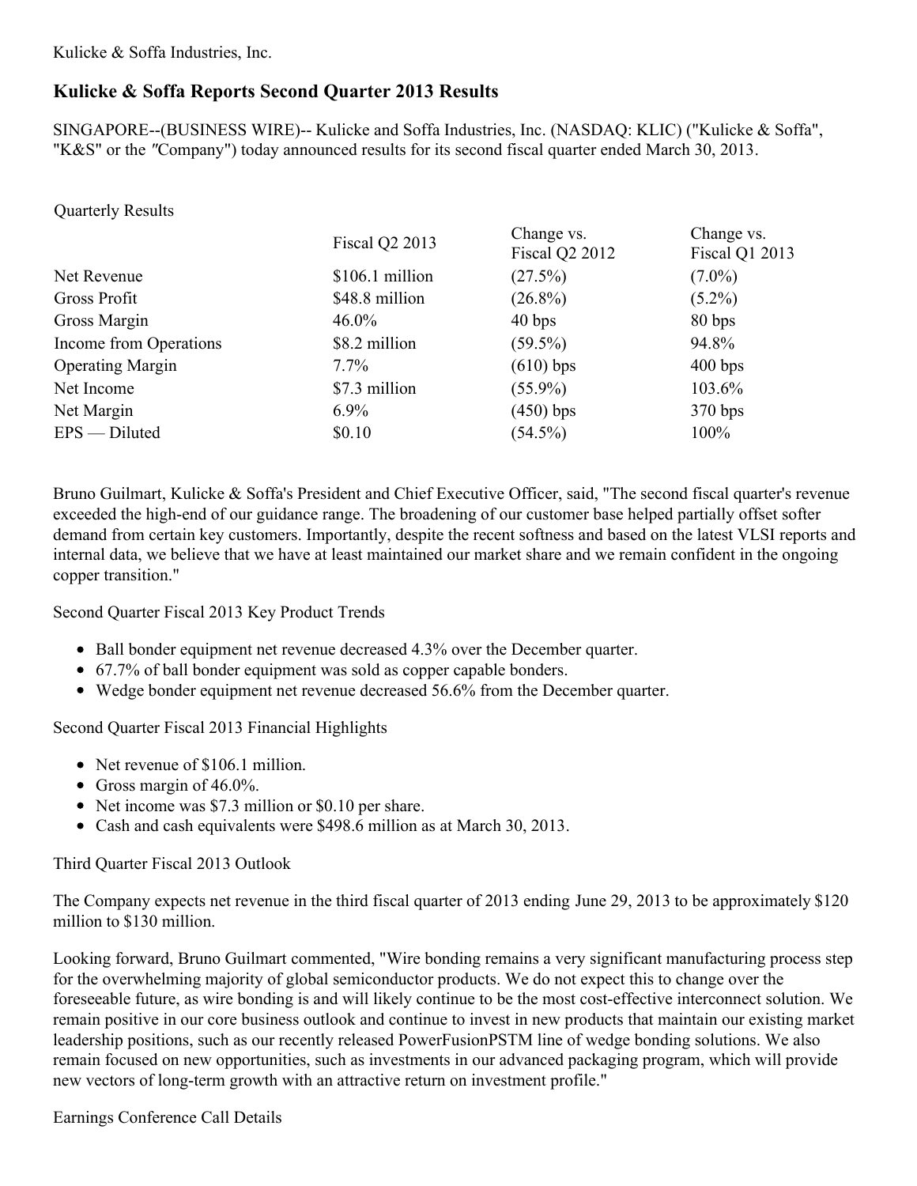Kulicke & Soffa Industries, Inc.

# Kulicke & Soffa Reports Second Quarter 2013 Results

SINGAPORE--(BUSINESS WIRE)-- Kulicke and Soffa Industries, Inc. (NASDAQ: KLIC) ("Kulicke & Soffa", "K&S" or the ″Company") today announced results for its second fiscal quarter ended March 30, 2013.

Quarterly Results

| | Fiscal Q2 2013 | Change vs. Fiscal Q2 2012 | Change vs. Fiscal Q1 2013 |
|---|---|---|---|
| Net Revenue | $106.1 million | (27.5%) | (7.0%) |
| Gross Profit | $48.8 million | (26.8%) | (5.2%) |
| Gross Margin | 46.0% | 40 bps | 80 bps |
| Income from Operations | $8.2 million | (59.5%) | 94.8% |
| Operating Margin | 7.7% | (610) bps | 400 bps |
| Net Income | $7.3 million | (55.9%) | 103.6% |
| Net Margin | 6.9% | (450) bps | 370 bps |
| EPS — Diluted | $0.10 | (54.5%) | 100% |

Bruno Guilmart, Kulicke & Soffa's President and Chief Executive Officer, said, "The second fiscal quarter's revenue exceeded the high-end of our guidance range. The broadening of our customer base helped partially offset softer demand from certain key customers. Importantly, despite the recent softness and based on the latest VLSI reports and internal data, we believe that we have at least maintained our market share and we remain confident in the ongoing copper transition."

Second Quarter Fiscal 2013 Key Product Trends

- Ball bonder equipment net revenue decreased 4.3% over the December quarter.
- 67.7% of ball bonder equipment was sold as copper capable bonders.
- Wedge bonder equipment net revenue decreased 56.6% from the December quarter.

Second Quarter Fiscal 2013 Financial Highlights

- Net revenue of $106.1 million.
- Gross margin of 46.0%.
- Net income was $7.3 million or $0.10 per share.
- Cash and cash equivalents were $498.6 million as at March 30, 2013.

Third Quarter Fiscal 2013 Outlook

The Company expects net revenue in the third fiscal quarter of 2013 ending June 29, 2013 to be approximately $120 million to $130 million.

Looking forward, Bruno Guilmart commented, "Wire bonding remains a very significant manufacturing process step for the overwhelming majority of global semiconductor products. We do not expect this to change over the foreseeable future, as wire bonding is and will likely continue to be the most cost-effective interconnect solution. We remain positive in our core business outlook and continue to invest in new products that maintain our existing market leadership positions, such as our recently released PowerFusionPSTM line of wedge bonding solutions. We also remain focused on new opportunities, such as investments in our advanced packaging program, which will provide new vectors of long-term growth with an attractive return on investment profile."

Earnings Conference Call Details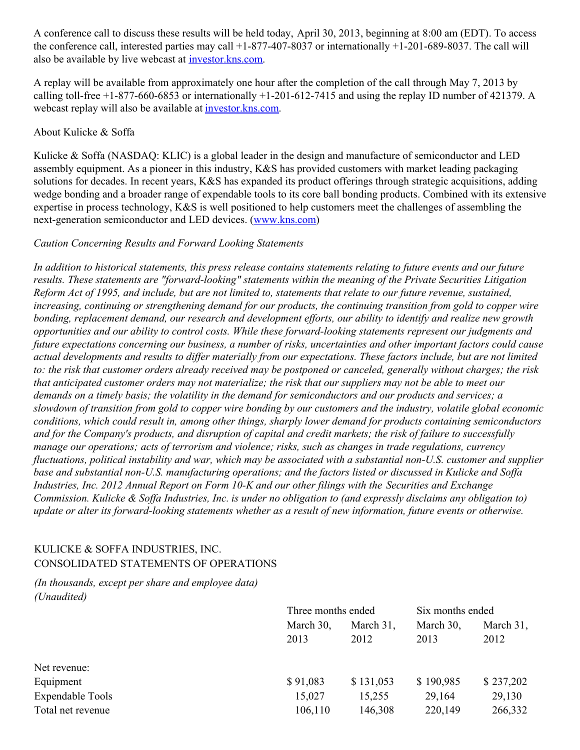A conference call to discuss these results will be held today, April 30, 2013, beginning at 8:00 am (EDT). To access the conference call, interested parties may call +1-877-407-8037 or internationally +1-201-689-8037. The call will also be available by live webcast at [investor.kns.com](investor.kns.com).

A replay will be available from approximately one hour after the completion of the call through May 7, 2013 by calling toll-free +1-877-660-6853 or internationally +1-201-612-7415 and using the replay ID number of 421379. A webcast replay will also be available at [investor.kns.com](investor.kns.com).

About Kulicke & Soffa

Kulicke & Soffa (NASDAQ: KLIC) is a global leader in the design and manufacture of semiconductor and LED assembly equipment. As a pioneer in this industry, K&S has provided customers with market leading packaging solutions for decades. In recent years, K&S has expanded its product offerings through strategic acquisitions, adding wedge bonding and a broader range of expendable tools to its core ball bonding products. Combined with its extensive expertise in process technology, K&S is well positioned to help customers meet the challenges of assembling the next-generation semiconductor and LED devices. ([www.kns.com](www.kns.com))

*Caution Concerning Results and Forward Looking Statements*

*In addition to historical statements, this press release contains statements relating to future events and our future results. These statements are "forward-looking" statements within the meaning of the Private Securities Litigation Reform Act of 1995, and include, but are not limited to, statements that relate to our future revenue, sustained, increasing, continuing or strengthening demand for our products, the continuing transition from gold to copper wire bonding, replacement demand, our research and development efforts, our ability to identify and realize new growth opportunities and our ability to control costs. While these forward-looking statements represent our judgments and future expectations concerning our business, a number of risks, uncertainties and other important factors could cause actual developments and results to differ materially from our expectations. These factors include, but are not limited to: the risk that customer orders already received may be postponed or canceled, generally without charges; the risk that anticipated customer orders may not materialize; the risk that our suppliers may not be able to meet our demands on a timely basis; the volatility in the demand for semiconductors and our products and services; a slowdown of transition from gold to copper wire bonding by our customers and the industry, volatile global economic conditions, which could result in, among other things, sharply lower demand for products containing semiconductors and for the Company's products, and disruption of capital and credit markets; the risk of failure to successfully manage our operations; acts of terrorism and violence; risks, such as changes in trade regulations, currency fluctuations, political instability and war, which may be associated with a substantial non-U.S. customer and supplier base and substantial non-U.S. manufacturing operations; and the factors listed or discussed in Kulicke and Soffa Industries, Inc. 2012 Annual Report on Form 10-K and our other filings with the Securities and Exchange Commission. Kulicke & Soffa Industries, Inc. is under no obligation to (and expressly disclaims any obligation to) update or alter its forward-looking statements whether as a result of new information, future events or otherwise.*

KULICKE & SOFFA INDUSTRIES, INC.
CONSOLIDATED STATEMENTS OF OPERATIONS

*(In thousands, except per share and employee data)*
*(Unaudited)*

| | Three months ended | | Six months ended | |
|---|---|---|---|---|
| | March 30, 2013 | March 31, 2012 | March 30, 2013 | March 31, 2012 |
| Net revenue: | | | | |
| Equipment | $ 91,083 | $ 131,053 | $ 190,985 | $ 237,202 |
| Expendable Tools | 15,027 | 15,255 | 29,164 | 29,130 |
| Total net revenue | 106,110 | 146,308 | 220,149 | 266,332 |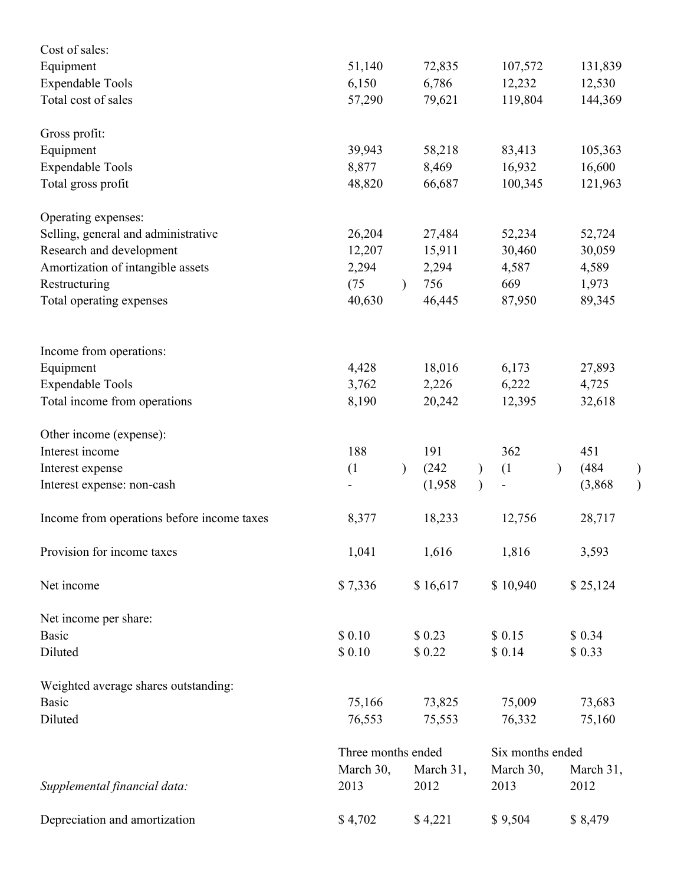| | | | | |
|---|---|---|---|---|
| Cost of sales: | | | | |
| Equipment | 51,140 | 72,835 | 107,572 | 131,839 |
| Expendable Tools | 6,150 | 6,786 | 12,232 | 12,530 |
| Total cost of sales | 57,290 | 79,621 | 119,804 | 144,369 |
| | | | | |
| Gross profit: | | | | |
| Equipment | 39,943 | 58,218 | 83,413 | 105,363 |
| Expendable Tools | 8,877 | 8,469 | 16,932 | 16,600 |
| Total gross profit | 48,820 | 66,687 | 100,345 | 121,963 |
| | | | | |
| Operating expenses: | | | | |
| Selling, general and administrative | 26,204 | 27,484 | 52,234 | 52,724 |
| Research and development | 12,207 | 15,911 | 30,460 | 30,059 |
| Amortization of intangible assets | 2,294 | 2,294 | 4,587 | 4,589 |
| Restructuring | (75 ) | 756 | 669 | 1,973 |
| Total operating expenses | 40,630 | 46,445 | 87,950 | 89,345 |
| | | | | |
| Income from operations: | | | | |
| Equipment | 4,428 | 18,016 | 6,173 | 27,893 |
| Expendable Tools | 3,762 | 2,226 | 6,222 | 4,725 |
| Total income from operations | 8,190 | 20,242 | 12,395 | 32,618 |
| | | | | |
| Other income (expense): | | | | |
| Interest income | 188 | 191 | 362 | 451 |
| Interest expense | (1 ) | (242 ) | (1 ) | (484 ) |
| Interest expense: non-cash | - | (1,958 ) | - | (3,868 ) |
| | | | | |
| Income from operations before income taxes | 8,377 | 18,233 | 12,756 | 28,717 |
| | | | | |
| Provision for income taxes | 1,041 | 1,616 | 1,816 | 3,593 |
| | | | | |
| Net income | $ 7,336 | $ 16,617 | $ 10,940 | $ 25,124 |
| | | | | |
| Net income per share: | | | | |
| Basic | $ 0.10 | $ 0.23 | $ 0.15 | $ 0.34 |
| Diluted | $ 0.10 | $ 0.22 | $ 0.14 | $ 0.33 |
| | | | | |
| Weighted average shares outstanding: | | | | |
| Basic | 75,166 | 73,825 | 75,009 | 73,683 |
| Diluted | 76,553 | 75,553 | 76,332 | 75,160 |

| | Three months ended | | Six months ended | |
|---|---|---|---|---|
| *Supplemental financial data:* | March 30, 2013 | March 31, 2012 | March 30, 2013 | March 31, 2012 |
| | | | | |
| Depreciation and amortization | $ 4,702 | $ 4,221 | $ 9,504 | $ 8,479 |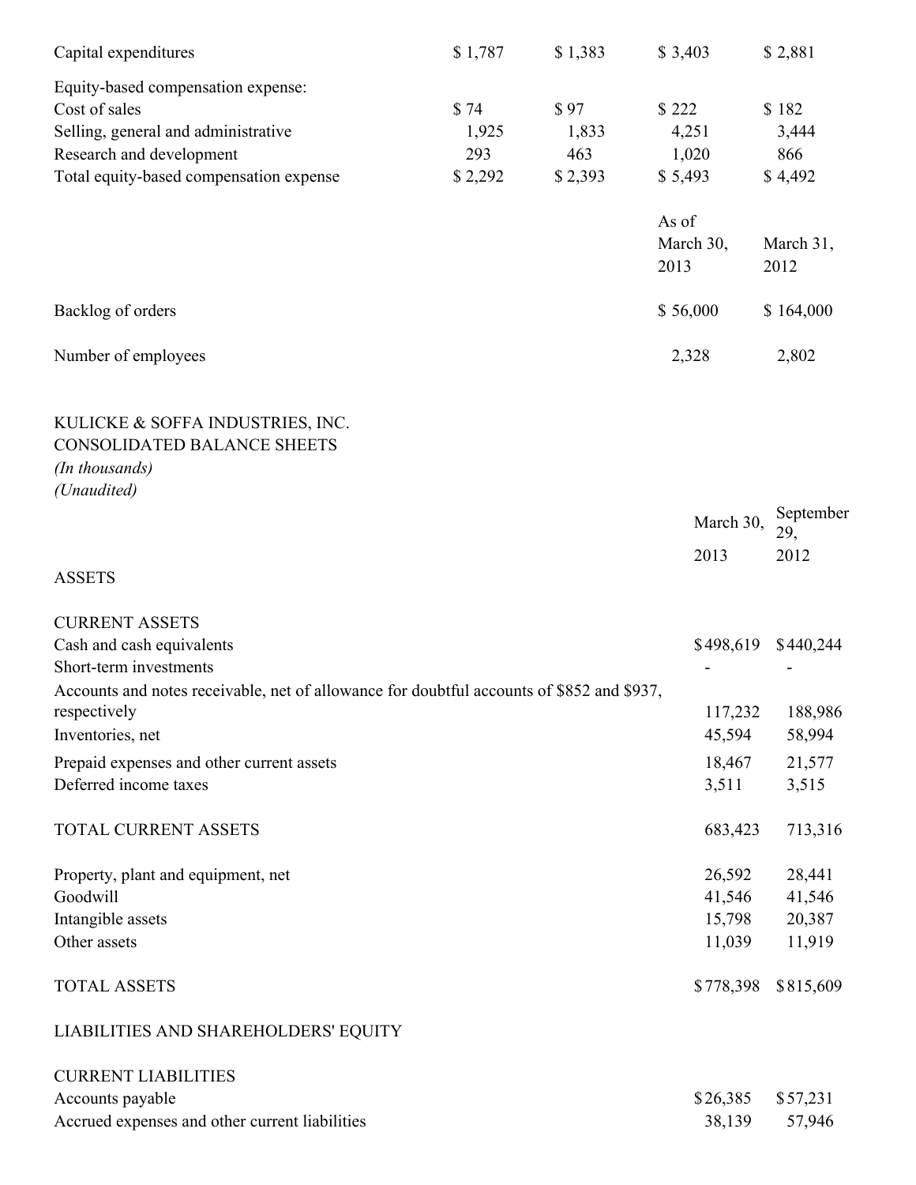| | | | | |
|---|---|---|---|---|
| Capital expenditures | $ 1,787 | $ 1,383 | $ 3,403 | $ 2,881 |
| Equity-based compensation expense: | | | | |
| Cost of sales | $ 74 | $ 97 | $ 222 | $ 182 |
| Selling, general and administrative | 1,925 | 1,833 | 4,251 | 3,444 |
| Research and development | 293 | 463 | 1,020 | 866 |
| Total equity-based compensation expense | $ 2,292 | $ 2,393 | $ 5,493 | $ 4,492 |

| | As of March 30, 2013 | March 31, 2012 |
|---|---|---|
| Backlog of orders | $ 56,000 | $ 164,000 |
| Number of employees | 2,328 | 2,802 |

KULICKE & SOFFA INDUSTRIES, INC.
CONSOLIDATED BALANCE SHEETS
*(In thousands)*
*(Unaudited)*

| | March 30, 2013 | September 29, 2012 |
|---|---|---|
| ASSETS | | |
| CURRENT ASSETS | | |
| Cash and cash equivalents | $498,619 | $440,244 |
| Short-term investments | - | - |
| Accounts and notes receivable, net of allowance for doubtful accounts of $852 and $937, respectively | 117,232 | 188,986 |
| Inventories, net | 45,594 | 58,994 |
| Prepaid expenses and other current assets | 18,467 | 21,577 |
| Deferred income taxes | 3,511 | 3,515 |
| TOTAL CURRENT ASSETS | 683,423 | 713,316 |
| Property, plant and equipment, net | 26,592 | 28,441 |
| Goodwill | 41,546 | 41,546 |
| Intangible assets | 15,798 | 20,387 |
| Other assets | 11,039 | 11,919 |
| TOTAL ASSETS | $778,398 | $815,609 |
| LIABILITIES AND SHAREHOLDERS' EQUITY | | |
| CURRENT LIABILITIES | | |
| Accounts payable | $26,385 | $57,231 |
| Accrued expenses and other current liabilities | 38,139 | 57,946 |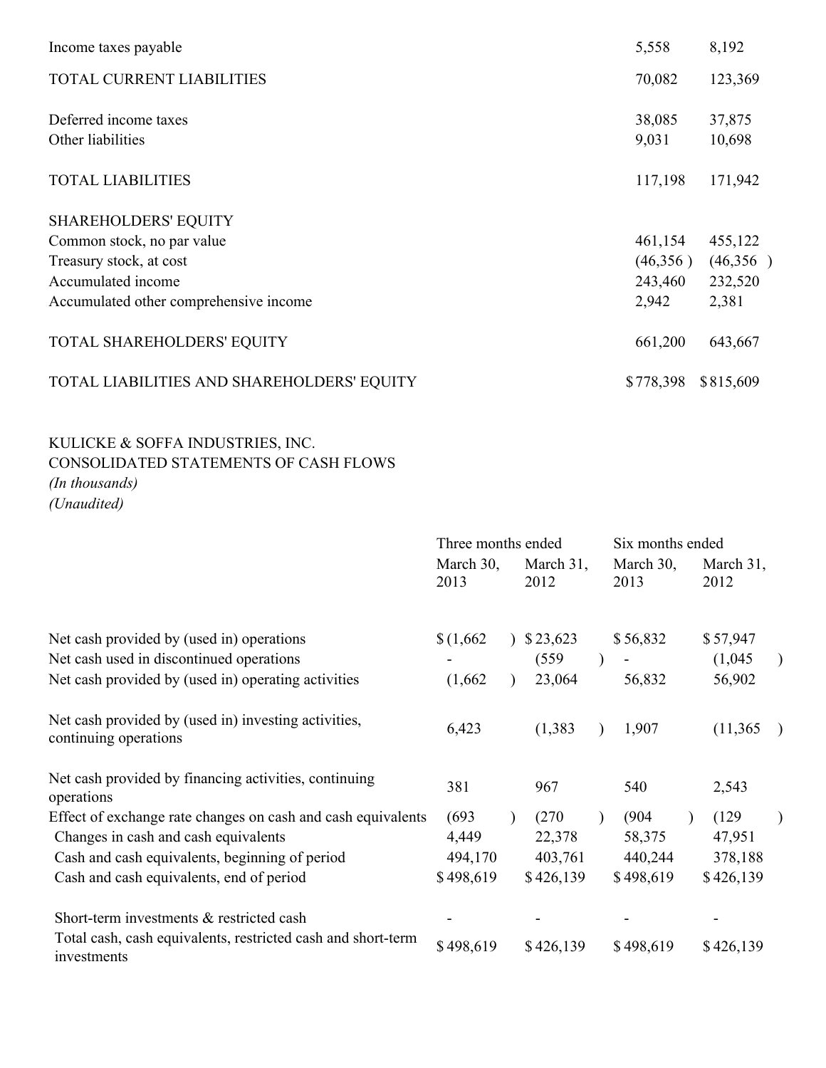| | | |
|---|---|---|
| Income taxes payable | 5,558 | 8,192 |
| TOTAL CURRENT LIABILITIES | 70,082 | 123,369 |
| | | |
| Deferred income taxes | 38,085 | 37,875 |
| Other liabilities | 9,031 | 10,698 |
| | | |
| TOTAL LIABILITIES | 117,198 | 171,942 |
| | | |
| SHAREHOLDERS' EQUITY | | |
| Common stock, no par value | 461,154 | 455,122 |
| Treasury stock, at cost | (46,356 ) | (46,356 ) |
| Accumulated income | 243,460 | 232,520 |
| Accumulated other comprehensive income | 2,942 | 2,381 |
| | | |
| TOTAL SHAREHOLDERS' EQUITY | 661,200 | 643,667 |
| | | |
| TOTAL LIABILITIES AND SHAREHOLDERS' EQUITY | $ 778,398 | $ 815,609 |

KULICKE & SOFFA INDUSTRIES, INC.
CONSOLIDATED STATEMENTS OF CASH FLOWS
*(In thousands)*
*(Unaudited)*

| | Three months ended | | Six months ended | |
|---|---|---|---|---|
| | March 30, 2013 | March 31, 2012 | March 30, 2013 | March 31, 2012 |
| Net cash provided by (used in) operations | $ (1,662 ) | $ 23,623 | $ 56,832 | $ 57,947 |
| Net cash used in discontinued operations | - | (559 ) | - | (1,045 ) |
| Net cash provided by (used in) operating activities | (1,662 ) | 23,064 | 56,832 | 56,902 |
| | | | | |
| Net cash provided by (used in) investing activities, continuing operations | 6,423 | (1,383 ) | 1,907 | (11,365 ) |
| | | | | |
| Net cash provided by financing activities, continuing operations | 381 | 967 | 540 | 2,543 |
| Effect of exchange rate changes on cash and cash equivalents | (693 ) | (270 ) | (904 ) | (129 ) |
| Changes in cash and cash equivalents | 4,449 | 22,378 | 58,375 | 47,951 |
| Cash and cash equivalents, beginning of period | 494,170 | 403,761 | 440,244 | 378,188 |
| Cash and cash equivalents, end of period | $ 498,619 | $ 426,139 | $ 498,619 | $ 426,139 |
| | | | | |
| Short-term investments & restricted cash | - | - | - | - |
| Total cash, cash equivalents, restricted cash and short-term investments | $ 498,619 | $ 426,139 | $ 498,619 | $ 426,139 |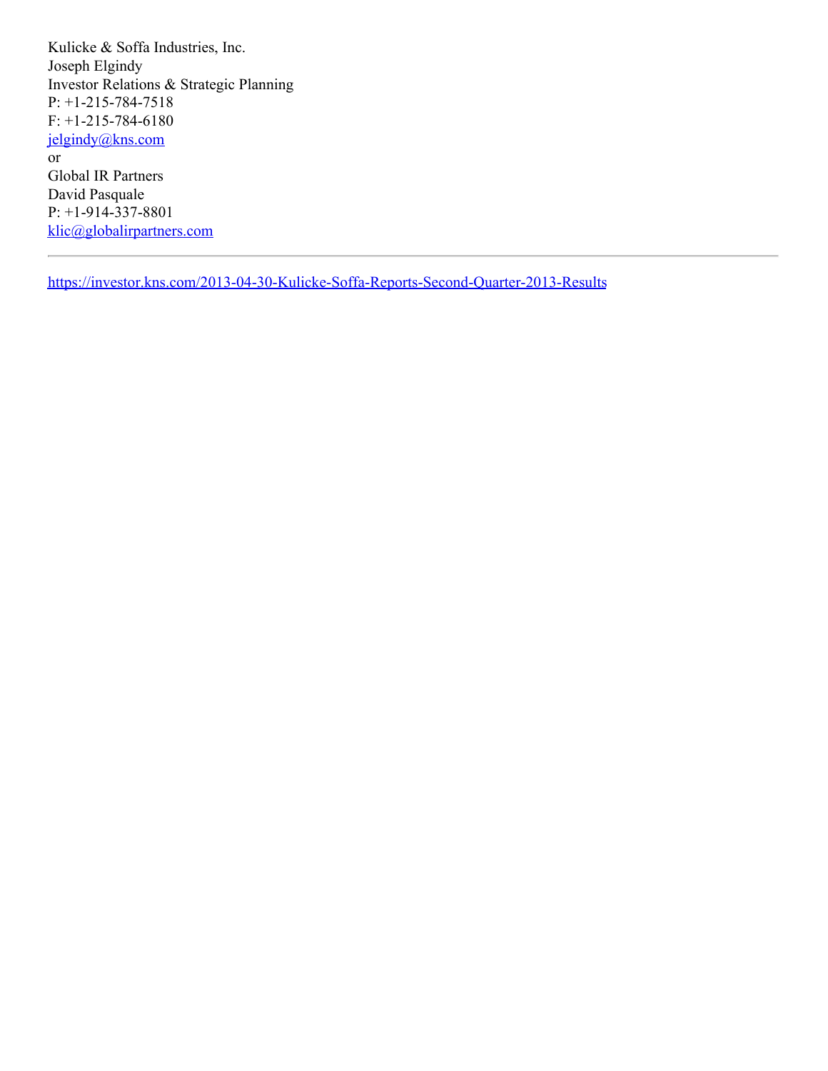Kulicke & Soffa Industries, Inc.
Joseph Elgindy
Investor Relations & Strategic Planning
P: +1-215-784-7518
F: +1-215-784-6180
jelgindy@kns.com
or
Global IR Partners
David Pasquale
P: +1-914-337-8801
klic@globalirpartners.com

---

https://investor.kns.com/2013-04-30-Kulicke-Soffa-Reports-Second-Quarter-2013-Results